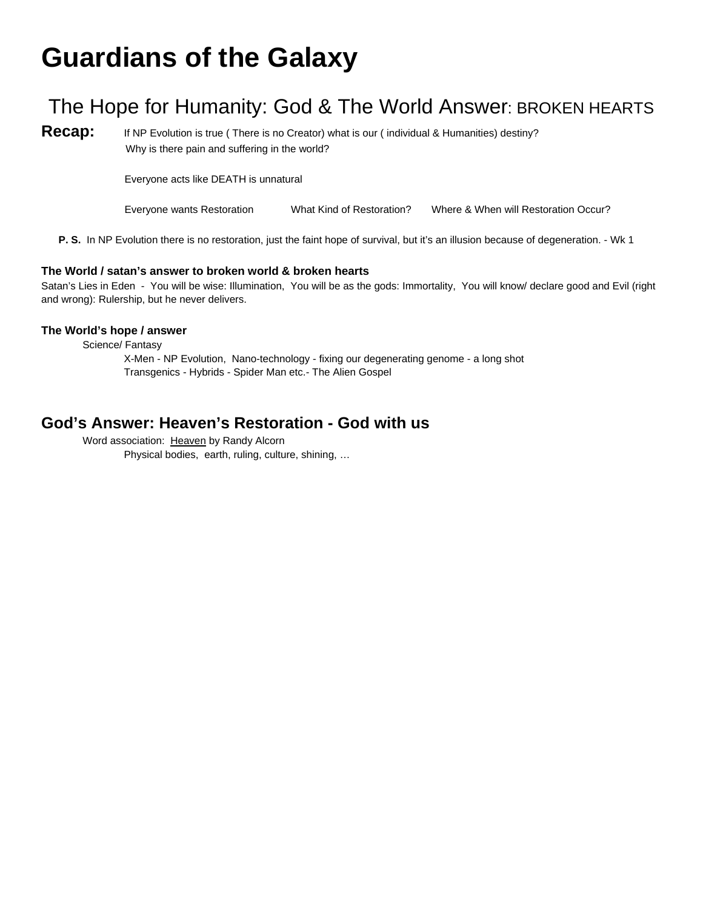# Guardians of the Galaxy

## The Hope for Humanity: God & The World Answer: BROKEN HEARTS

**Recap:** If NP Evolution is true ( There is no Creator) what is our ( individual & Humanities) destiny?
Why is there pain and suffering in the world?

Everyone acts like DEATH is unnatural

Everyone wants Restoration What Kind of Restoration? Where & When will Restoration Occur?

**P. S.** In NP Evolution there is no restoration, just the faint hope of survival, but it's an illusion because of degeneration. - Wk 1

### The World / satan's answer to broken world & broken hearts

Satan's Lies in Eden - You will be wise: Illumination, You will be as the gods: Immortality, You will know/ declare good and Evil (right and wrong): Rulership, but he never delivers.

### The World's hope / answer

Science/ Fantasy

X-Men - NP Evolution, Nano-technology - fixing our degenerating genome - a long shot

Transgenics - Hybrids - Spider Man etc.- The Alien Gospel

## God's Answer: Heaven's Restoration - God with us

Word association: Heaven by Randy Alcorn

Physical bodies, earth, ruling, culture, shining, …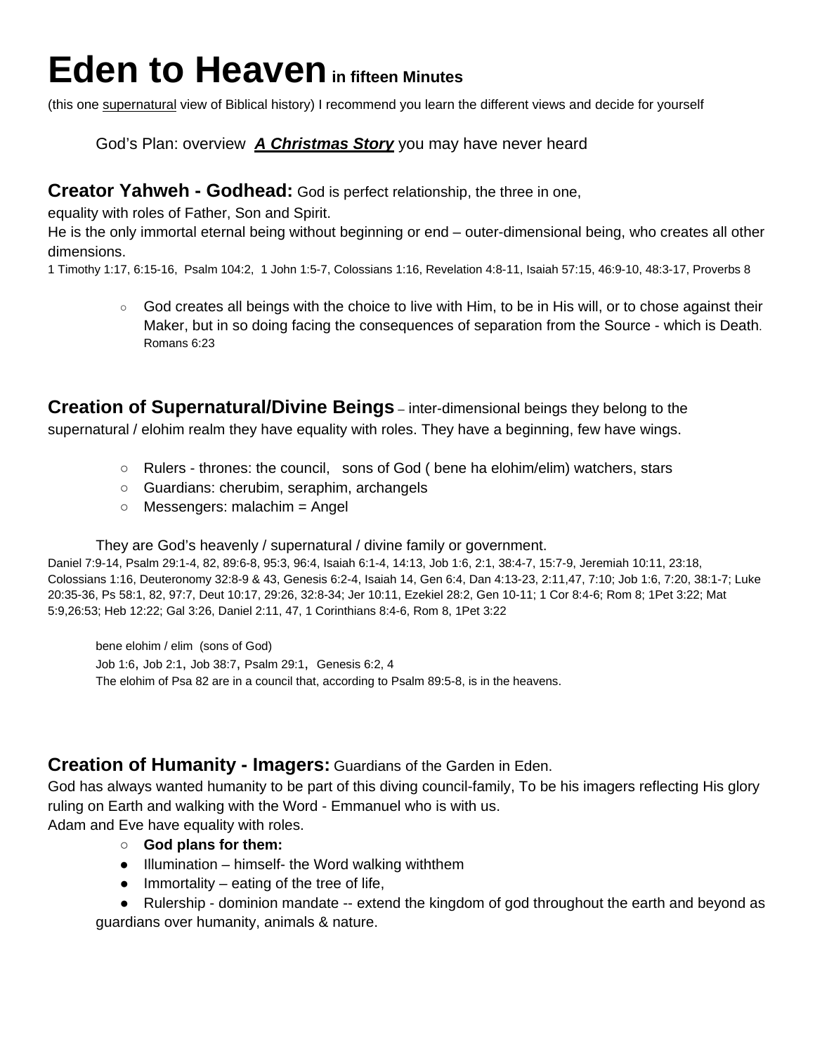# Eden to Heaven in fifteen Minutes

(this one <u>supernatural</u> view of Biblical history) I recommend you learn the different views and decide for yourself

God's Plan: overview ***A Christmas Story*** you may have never heard

**Creator Yahweh - Godhead:** God is perfect relationship, the three in one, equality with roles of Father, Son and Spirit.
He is the only immortal eternal being without beginning or end – outer-dimensional being, who creates all other dimensions.
1 Timothy 1:17, 6:15-16, Psalm 104:2, 1 John 1:5-7, Colossians 1:16, Revelation 4:8-11, Isaiah 57:15, 46:9-10, 48:3-17, Proverbs 8

- God creates all beings with the choice to live with Him, to be in His will, or to chose against their Maker, but in so doing facing the consequences of separation from the Source - which is Death. Romans 6:23

**Creation of Supernatural/Divine Beings** – inter-dimensional beings they belong to the supernatural / elohim realm they have equality with roles. They have a beginning, few have wings.

- Rulers - thrones: the council, sons of God ( bene ha elohim/elim) watchers, stars
- Guardians: cherubim, seraphim, archangels
- Messengers: malachim = Angel

They are God's heavenly / supernatural / divine family or government.
Daniel 7:9-14, Psalm 29:1-4, 82, 89:6-8, 95:3, 96:4, Isaiah 6:1-4, 14:13, Job 1:6, 2:1, 38:4-7, 15:7-9, Jeremiah 10:11, 23:18, Colossians 1:16, Deuteronomy 32:8-9 & 43, Genesis 6:2-4, Isaiah 14, Gen 6:4, Dan 4:13-23, 2:11,47, 7:10; Job 1:6, 7:20, 38:1-7; Luke 20:35-36, Ps 58:1, 82, 97:7, Deut 10:17, 29:26, 32:8-34; Jer 10:11, Ezekiel 28:2, Gen 10-11; 1 Cor 8:4-6; Rom 8; 1Pet 3:22; Mat 5:9,26:53; Heb 12:22; Gal 3:26, Daniel 2:11, 47, 1 Corinthians 8:4-6, Rom 8, 1Pet 3:22

bene elohim / elim (sons of God)
Job 1:6, Job 2:1, Job 38:7, Psalm 29:1, Genesis 6:2, 4
The elohim of Psa 82 are in a council that, according to Psalm 89:5-8, is in the heavens.

**Creation of Humanity - Imagers:** Guardians of the Garden in Eden.
God has always wanted humanity to be part of this diving council-family, To be his imagers reflecting His glory ruling on Earth and walking with the Word - Emmanuel who is with us.
Adam and Eve have equality with roles.

- **God plans for them:**
- Illumination – himself- the Word walking withthem
- Immortality – eating of the tree of life,
- Rulership - dominion mandate -- extend the kingdom of god throughout the earth and beyond as guardians over humanity, animals & nature.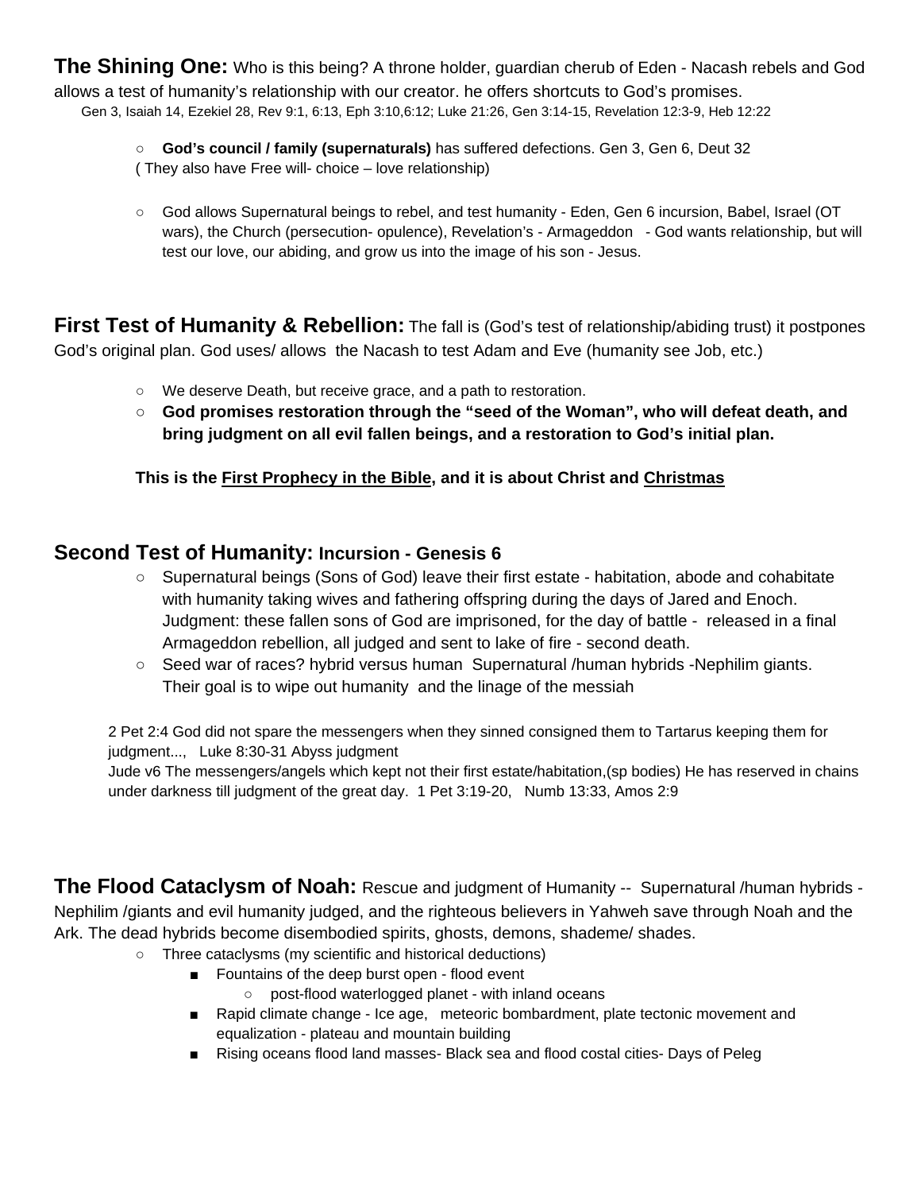**The Shining One:** Who is this being? A throne holder, guardian cherub of Eden - Nacash rebels and God allows a test of humanity's relationship with our creator. he offers shortcuts to God's promises.
Gen 3, Isaiah 14, Ezekiel 28, Rev 9:1, 6:13, Eph 3:10,6:12; Luke 21:26, Gen 3:14-15, Revelation 12:3-9, Heb 12:22

- **God's council / family (supernaturals)** has suffered defections. Gen 3, Gen 6, Deut 32
( They also have Free will- choice – love relationship)

- God allows Supernatural beings to rebel, and test humanity - Eden, Gen 6 incursion, Babel, Israel (OT wars), the Church (persecution- opulence), Revelation's - Armageddon - God wants relationship, but will test our love, our abiding, and grow us into the image of his son - Jesus.

**First Test of Humanity & Rebellion:** The fall is (God's test of relationship/abiding trust) it postpones God's original plan. God uses/ allows the Nacash to test Adam and Eve (humanity see Job, etc.)

- We deserve Death, but receive grace, and a path to restoration.
- **God promises restoration through the "seed of the Woman", who will defeat death, and bring judgment on all evil fallen beings, and a restoration to God's initial plan.**

**This is the <u>First Prophecy in the Bible</u>, and it is about Christ and <u>Christmas</u>**

## Second Test of Humanity: Incursion - Genesis 6

- Supernatural beings (Sons of God) leave their first estate - habitation, abode and cohabitate with humanity taking wives and fathering offspring during the days of Jared and Enoch. Judgment: these fallen sons of God are imprisoned, for the day of battle - released in a final Armageddon rebellion, all judged and sent to lake of fire - second death.
- Seed war of races? hybrid versus human Supernatural /human hybrids -Nephilim giants. Their goal is to wipe out humanity and the linage of the messiah

2 Pet 2:4 God did not spare the messengers when they sinned consigned them to Tartarus keeping them for judgment..., Luke 8:30-31 Abyss judgment
Jude v6 The messengers/angels which kept not their first estate/habitation,(sp bodies) He has reserved in chains under darkness till judgment of the great day. 1 Pet 3:19-20, Numb 13:33, Amos 2:9

**The Flood Cataclysm of Noah:** Rescue and judgment of Humanity -- Supernatural /human hybrids - Nephilim /giants and evil humanity judged, and the righteous believers in Yahweh save through Noah and the Ark. The dead hybrids become disembodied spirits, ghosts, demons, shademe/ shades.

- Three cataclysms (my scientific and historical deductions)
  - Fountains of the deep burst open - flood event
    - post-flood waterlogged planet - with inland oceans
  - Rapid climate change - Ice age, meteoric bombardment, plate tectonic movement and equalization - plateau and mountain building
  - Rising oceans flood land masses- Black sea and flood costal cities- Days of Peleg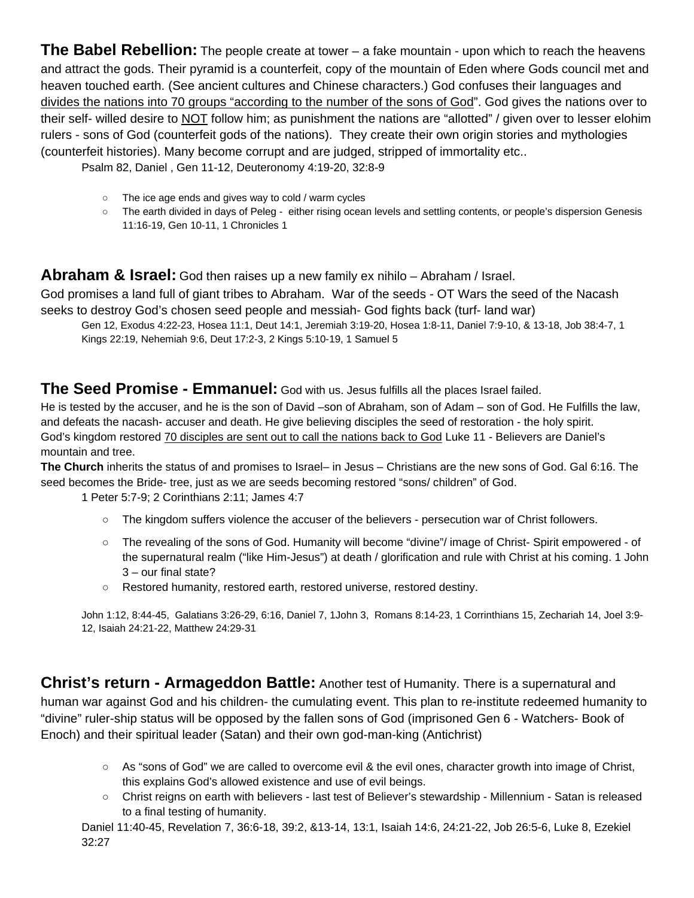**The Babel Rebellion:** The people create at tower – a fake mountain - upon which to reach the heavens and attract the gods. Their pyramid is a counterfeit, copy of the mountain of Eden where Gods council met and heaven touched earth. (See ancient cultures and Chinese characters.) God confuses their languages and <u>divides the nations into 70 groups "according to the number of the sons of God</u>". God gives the nations over to their self- willed desire to <u>NOT</u> follow him; as punishment the nations are "allotted" / given over to lesser elohim rulers - sons of God (counterfeit gods of the nations). They create their own origin stories and mythologies (counterfeit histories). Many become corrupt and are judged, stripped of immortality etc..

Psalm 82, Daniel , Gen 11-12, Deuteronomy 4:19-20, 32:8-9

- The ice age ends and gives way to cold / warm cycles
- The earth divided in days of Peleg - either rising ocean levels and settling contents, or people's dispersion Genesis 11:16-19, Gen 10-11, 1 Chronicles 1

**Abraham & Israel:** God then raises up a new family ex nihilo – Abraham / Israel.

God promises a land full of giant tribes to Abraham. War of the seeds - OT Wars the seed of the Nacash seeks to destroy God's chosen seed people and messiah- God fights back (turf- land war)

Gen 12, Exodus 4:22-23, Hosea 11:1, Deut 14:1, Jeremiah 3:19-20, Hosea 1:8-11, Daniel 7:9-10, & 13-18, Job 38:4-7, 1 Kings 22:19, Nehemiah 9:6, Deut 17:2-3, 2 Kings 5:10-19, 1 Samuel 5

**The Seed Promise - Emmanuel:** God with us. Jesus fulfills all the places Israel failed.

He is tested by the accuser, and he is the son of David –son of Abraham, son of Adam – son of God. He Fulfills the law, and defeats the nacash- accuser and death. He give believing disciples the seed of restoration - the holy spirit.

God's kingdom restored <u>70 disciples are sent out to call the nations back to God</u> Luke 11 - Believers are Daniel's mountain and tree.

**The Church** inherits the status of and promises to Israel– in Jesus – Christians are the new sons of God. Gal 6:16. The seed becomes the Bride- tree, just as we are seeds becoming restored "sons/ children" of God.

1 Peter 5:7-9; 2 Corinthians 2:11; James 4:7

- The kingdom suffers violence the accuser of the believers - persecution war of Christ followers.
- The revealing of the sons of God. Humanity will become "divine"/ image of Christ- Spirit empowered - of the supernatural realm ("like Him-Jesus") at death / glorification and rule with Christ at his coming. 1 John 3 – our final state?
- Restored humanity, restored earth, restored universe, restored destiny.

John 1:12, 8:44-45, Galatians 3:26-29, 6:16, Daniel 7, 1John 3, Romans 8:14-23, 1 Corrinthians 15, Zechariah 14, Joel 3:9-12, Isaiah 24:21-22, Matthew 24:29-31

**Christ's return - Armageddon Battle:** Another test of Humanity. There is a supernatural and human war against God and his children- the cumulating event. This plan to re-institute redeemed humanity to "divine" ruler-ship status will be opposed by the fallen sons of God (imprisoned Gen 6 - Watchers- Book of Enoch) and their spiritual leader (Satan) and their own god-man-king (Antichrist)

- As "sons of God" we are called to overcome evil & the evil ones, character growth into image of Christ, this explains God's allowed existence and use of evil beings.
- Christ reigns on earth with believers - last test of Believer's stewardship - Millennium - Satan is released to a final testing of humanity.

Daniel 11:40-45, Revelation 7, 36:6-18, 39:2, &13-14, 13:1, Isaiah 14:6, 24:21-22, Job 26:5-6, Luke 8, Ezekiel 32:27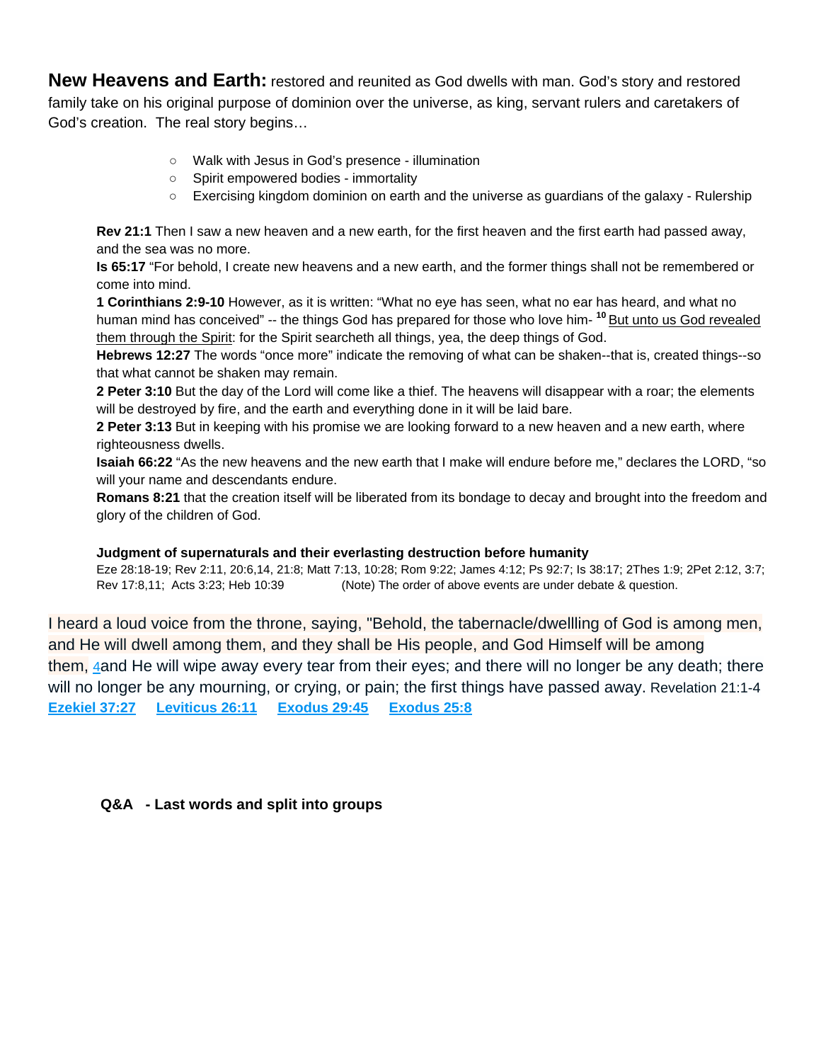**New Heavens and Earth:** restored and reunited as God dwells with man. God's story and restored family take on his original purpose of dominion over the universe, as king, servant rulers and caretakers of God's creation. The real story begins…

- Walk with Jesus in God's presence - illumination
- Spirit empowered bodies - immortality
- Exercising kingdom dominion on earth and the universe as guardians of the galaxy - Rulership

**Rev 21:1** Then I saw a new heaven and a new earth, for the first heaven and the first earth had passed away, and the sea was no more.
**Is 65:17** "For behold, I create new heavens and a new earth, and the former things shall not be remembered or come into mind.
**1 Corinthians 2:9-10** However, as it is written: "What no eye has seen, what no ear has heard, and what no human mind has conceived" -- the things God has prepared for those who love him- [10] But unto us God revealed them through the Spirit: for the Spirit searcheth all things, yea, the deep things of God.
**Hebrews 12:27** The words "once more" indicate the removing of what can be shaken--that is, created things--so that what cannot be shaken may remain.
**2 Peter 3:10** But the day of the Lord will come like a thief. The heavens will disappear with a roar; the elements will be destroyed by fire, and the earth and everything done in it will be laid bare.
**2 Peter 3:13** But in keeping with his promise we are looking forward to a new heaven and a new earth, where righteousness dwells.
**Isaiah 66:22** "As the new heavens and the new earth that I make will endure before me," declares the LORD, "so will your name and descendants endure.
**Romans 8:21** that the creation itself will be liberated from its bondage to decay and brought into the freedom and glory of the children of God.

**Judgment of supernaturals and their everlasting destruction before humanity**
Eze 28:18-19; Rev 2:11, 20:6,14, 21:8; Matt 7:13, 10:28; Rom 9:22; James 4:12; Ps 92:7; Is 38:17; 2Thes 1:9; 2Pet 2:12, 3:7; Rev 17:8,11; Acts 3:23; Heb 10:39 (Note) The order of above events are under debate & question.

I heard a loud voice from the throne, saying, "Behold, the tabernacle/dwellling of God is among men, and He will dwell among them, and they shall be His people, and God Himself will be among them, 4and He will wipe away every tear from their eyes; and there will no longer be any death; there will no longer be any mourning, or crying, or pain; the first things have passed away. Revelation 21:1-4
**Ezekiel 37:27** **Leviticus 26:11** **Exodus 29:45** **Exodus 25:8**

**Q&A - Last words and split into groups**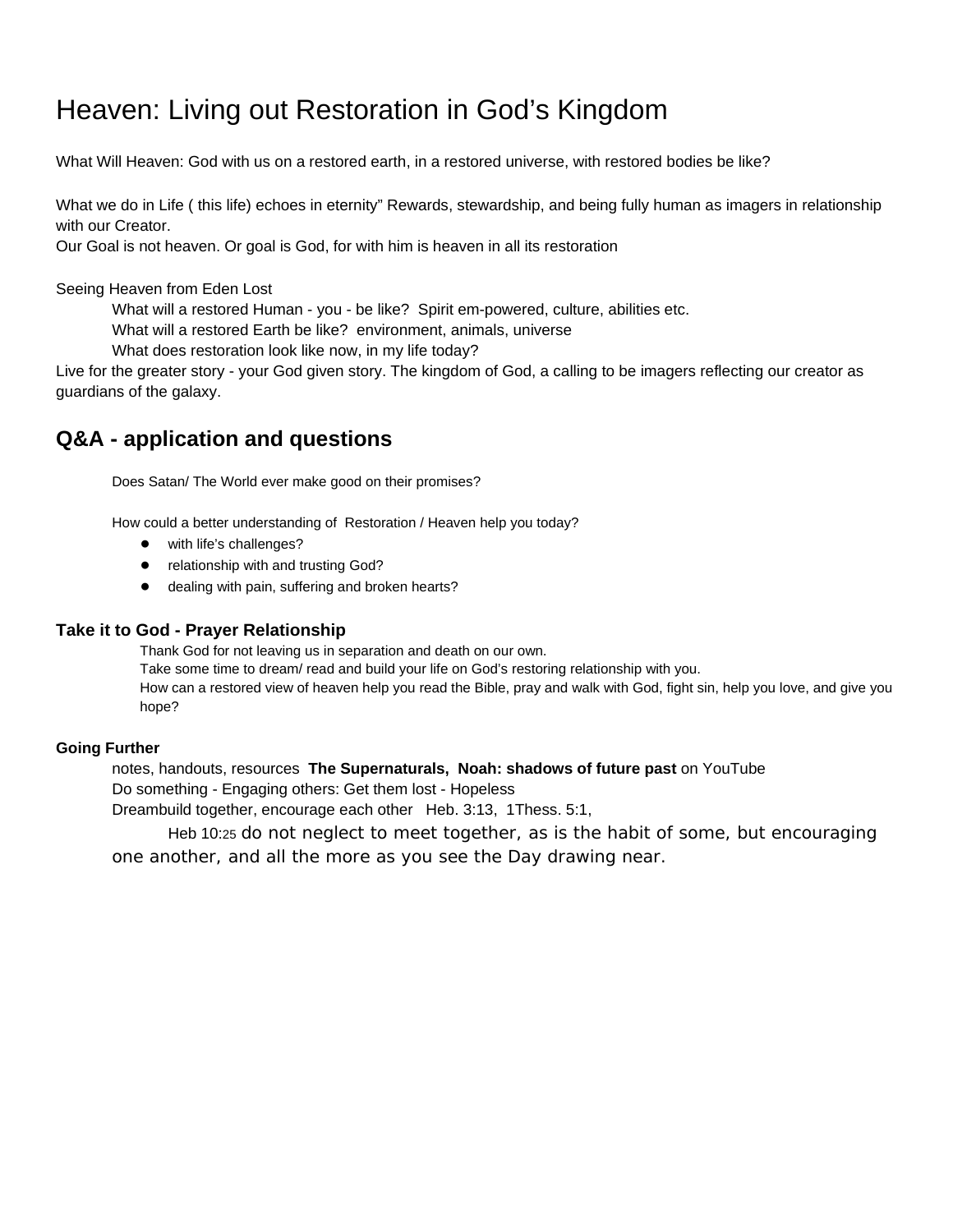# Heaven: Living out Restoration in God's Kingdom

What Will Heaven: God with us on a restored earth, in a restored universe, with restored bodies be like?

What we do in Life ( this life) echoes in eternity" Rewards, stewardship, and being fully human as imagers in relationship with our Creator.
Our Goal is not heaven. Or goal is God, for with him is heaven in all its restoration

Seeing Heaven from Eden Lost

What will a restored Human - you - be like? Spirit em-powered, culture, abilities etc.
What will a restored Earth be like? environment, animals, universe
What does restoration look like now, in my life today?

Live for the greater story - your God given story. The kingdom of God, a calling to be imagers reflecting our creator as guardians of the galaxy.

## Q&A - application and questions

Does Satan/ The World ever make good on their promises?

How could a better understanding of Restoration / Heaven help you today?

- with life's challenges?
- relationship with and trusting God?
- dealing with pain, suffering and broken hearts?

### Take it to God - Prayer Relationship

Thank God for not leaving us in separation and death on our own.
Take some time to dream/ read and build your life on God's restoring relationship with you.
How can a restored view of heaven help you read the Bible, pray and walk with God, fight sin, help you love, and give you hope?

#### Going Further

notes, handouts, resources **The Supernaturals, Noah: shadows of future past** on YouTube
Do something - Engaging others: Get them lost - Hopeless
Dreambuild together, encourage each other Heb. 3:13, 1Thess. 5:1,

Heb 10:25 do not neglect to meet together, as is the habit of some, but encouraging one another, and all the more as you see the Day drawing near.